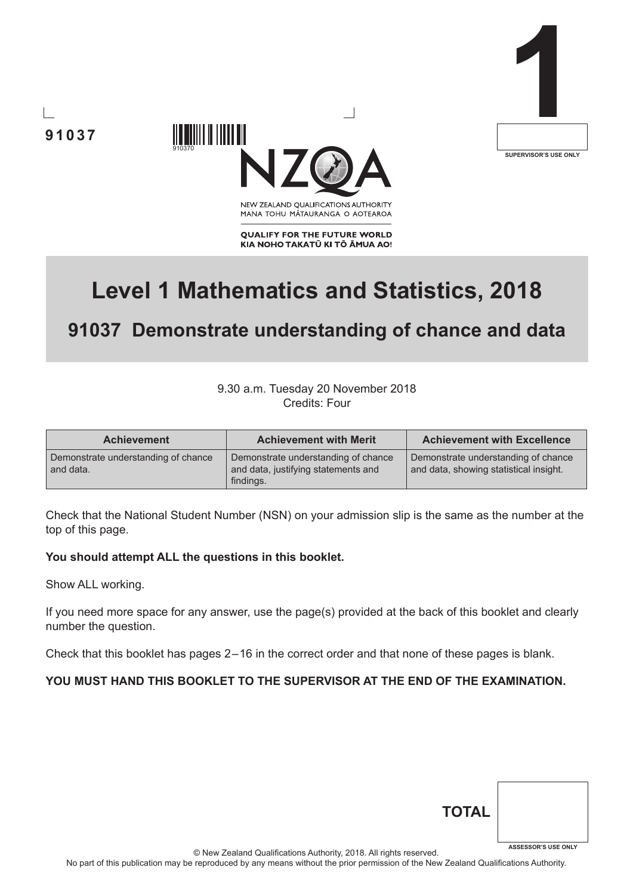91037

910370

NEW ZEALAND QUALIFICATIONS AUTHORITY
MANA TOHU MĀTAURANGA O AOTEAROA

QUALIFY FOR THE FUTURE WORLD
KIA NOHO TAKATŪ KI TŌ ĀMUA AO!

1

SUPERVISOR'S USE ONLY

# Level 1 Mathematics and Statistics, 2018

## 91037 Demonstrate understanding of chance and data

9.30 a.m. Tuesday 20 November 2018
Credits: Four

| Achievement | Achievement with Merit | Achievement with Excellence |
| --- | --- | --- |
| Demonstrate understanding of chance and data. | Demonstrate understanding of chance and data, justifying statements and findings. | Demonstrate understanding of chance and data, showing statistical insight. |

Check that the National Student Number (NSN) on your admission slip is the same as the number at the top of this page.

**You should attempt ALL the questions in this booklet.**

Show ALL working.

If you need more space for any answer, use the page(s) provided at the back of this booklet and clearly number the question.

Check that this booklet has pages 2–16 in the correct order and that none of these pages is blank.

**YOU MUST HAND THIS BOOKLET TO THE SUPERVISOR AT THE END OF THE EXAMINATION.**

**TOTAL**

ASSESSOR'S USE ONLY

© New Zealand Qualifications Authority, 2018. All rights reserved.
No part of this publication may be reproduced by any means without the prior permission of the New Zealand Qualifications Authority.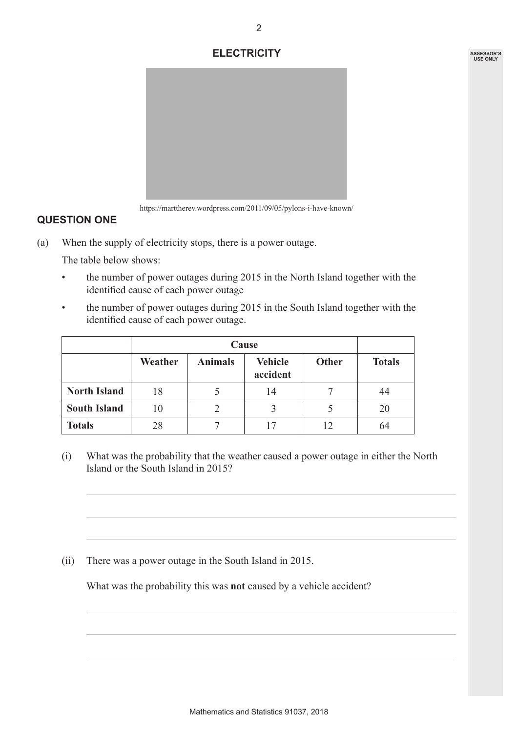## ELECTRICITY

https://marttherev.wordpress.com/2011/09/05/pylons-i-have-known/

### QUESTION ONE

(a) When the supply of electricity stops, there is a power outage.

The table below shows:

- the number of power outages during 2015 in the North Island together with the identified cause of each power outage
- the number of power outages during 2015 in the South Island together with the identified cause of each power outage.

| | Cause | | | | |
|---|---|---|---|---|---|
| | **Weather** | **Animals** | **Vehicle accident** | **Other** | **Totals** |
| **North Island** | 18 | 5 | 14 | 7 | 44 |
| **South Island** | 10 | 2 | 3 | 5 | 20 |
| **Totals** | 28 | 7 | 17 | 12 | 64 |

(i) What was the probability that the weather caused a power outage in either the North Island or the South Island in 2015?

(ii) There was a power outage in the South Island in 2015.

What was the probability this was **not** caused by a vehicle accident?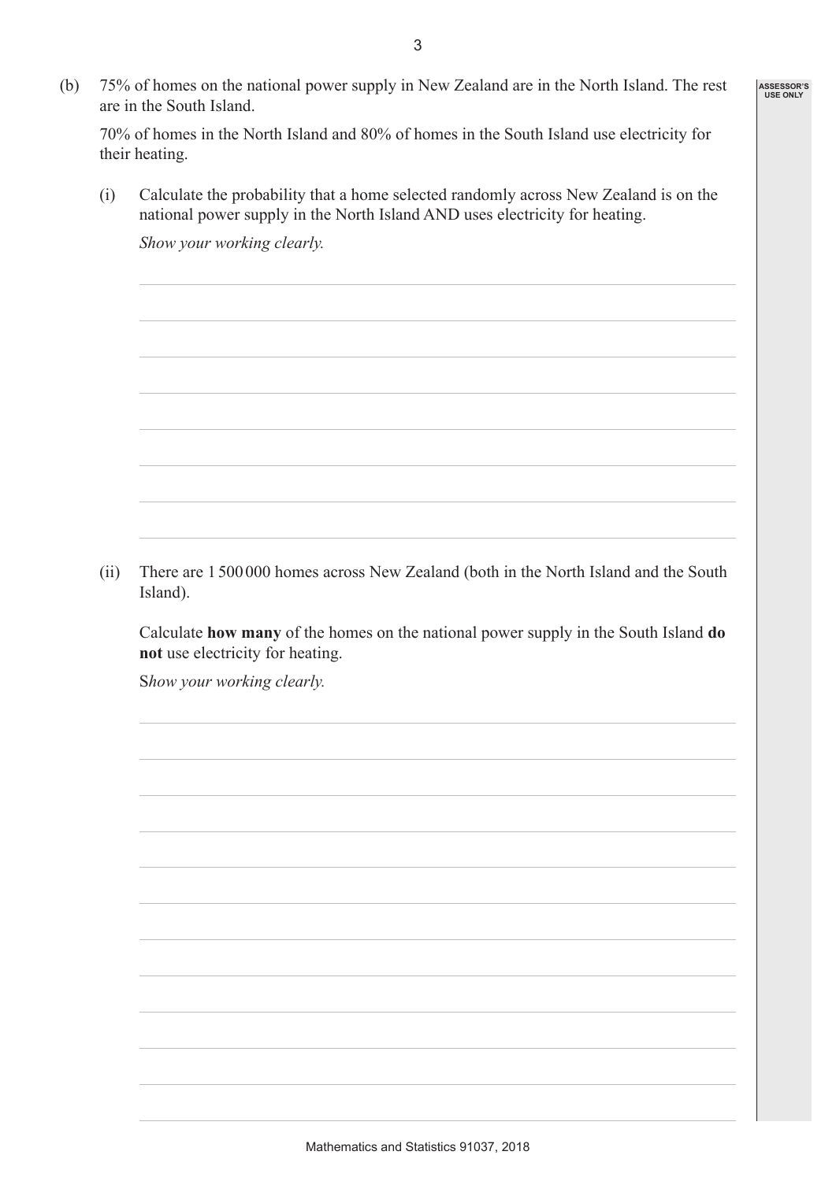(b) 75% of homes on the national power supply in New Zealand are in the North Island. The rest are in the South Island.

70% of homes in the North Island and 80% of homes in the South Island use electricity for their heating.

(i) Calculate the probability that a home selected randomly across New Zealand is on the national power supply in the North Island AND uses electricity for heating.

*Show your working clearly.*

(ii) There are 1 500 000 homes across New Zealand (both in the North Island and the South Island).

Calculate **how many** of the homes on the national power supply in the South Island **do not** use electricity for heating.

*Show your working clearly.*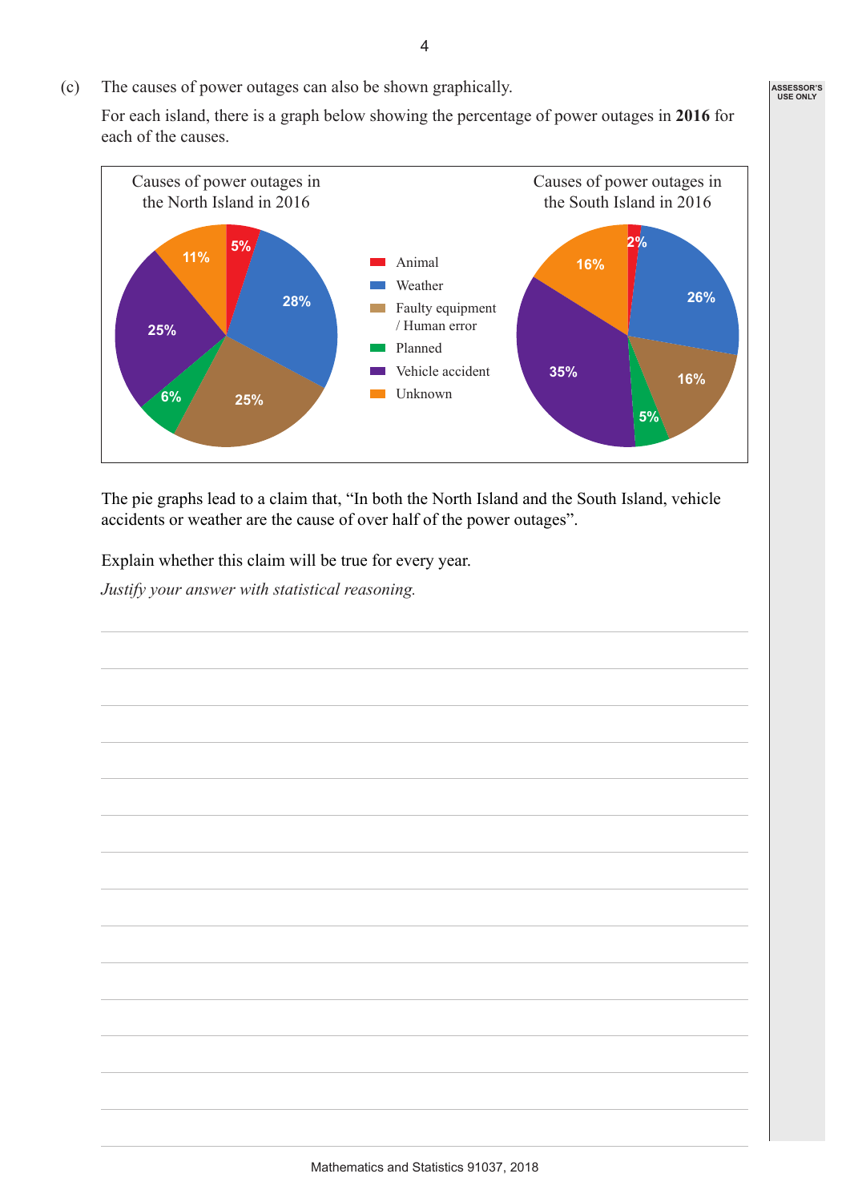(c) The causes of power outages can also be shown graphically.

For each island, there is a graph below showing the percentage of power outages in **2016** for each of the causes.

Causes of power outages in the North Island in 2016

Causes of power outages in the South Island in 2016

| Cause | North Island | South Island |
|---|---|---|
| Animal | 5% | 2% |
| Weather | 28% | 26% |
| Faulty equipment / Human error | 25% | 16% |
| Planned | 6% | 5% |
| Vehicle accident | 25% | 35% |
| Unknown | 11% | 16% |

The pie graphs lead to a claim that, "In both the North Island and the South Island, vehicle accidents or weather are the cause of over half of the power outages".

Explain whether this claim will be true for every year.

*Justify your answer with statistical reasoning.*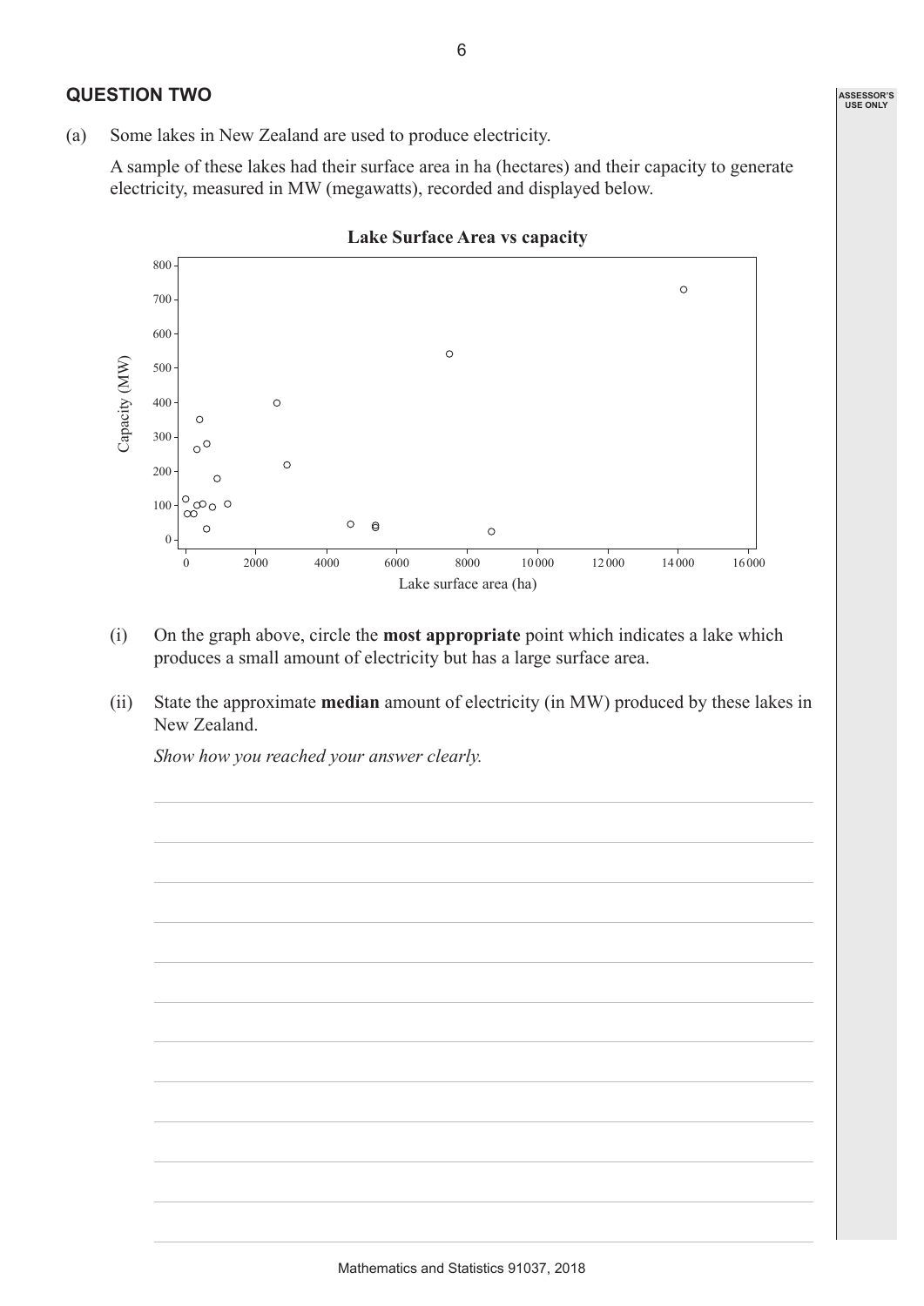## QUESTION TWO

(a) Some lakes in New Zealand are used to produce electricity.

A sample of these lakes had their surface area in ha (hectares) and their capacity to generate electricity, measured in MW (megawatts), recorded and displayed below.

**Lake Surface Area vs capacity**

(i) On the graph above, circle the **most appropriate** point which indicates a lake which produces a small amount of electricity but has a large surface area.

(ii) State the approximate **median** amount of electricity (in MW) produced by these lakes in New Zealand.

*Show how you reached your answer clearly.*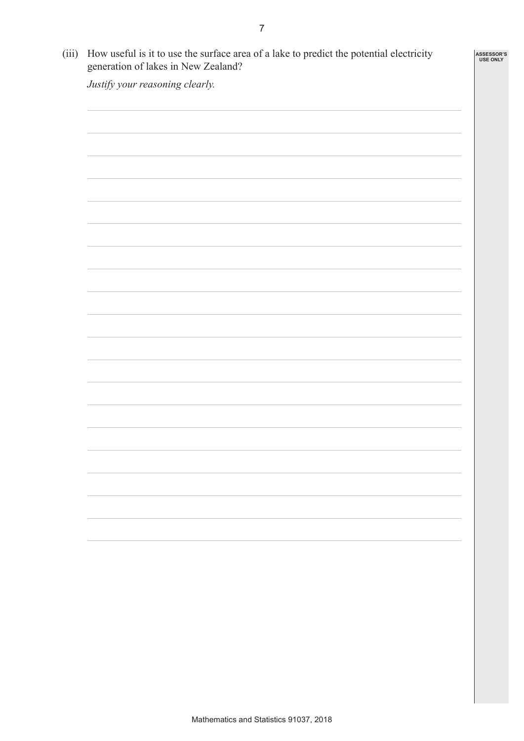(iii) How useful is it to use the surface area of a lake to predict the potential electricity generation of lakes in New Zealand?

*Justify your reasoning clearly.*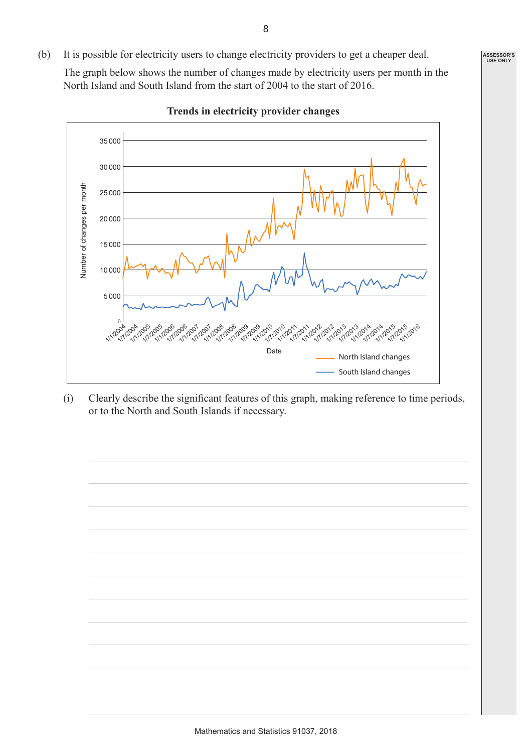(b) It is possible for electricity users to change electricity providers to get a cheaper deal.

The graph below shows the number of changes made by electricity users per month in the North Island and South Island from the start of 2004 to the start of 2016.

**Trends in electricity provider changes**

(i) Clearly describe the significant features of this graph, making reference to time periods, or to the North and South Islands if necessary.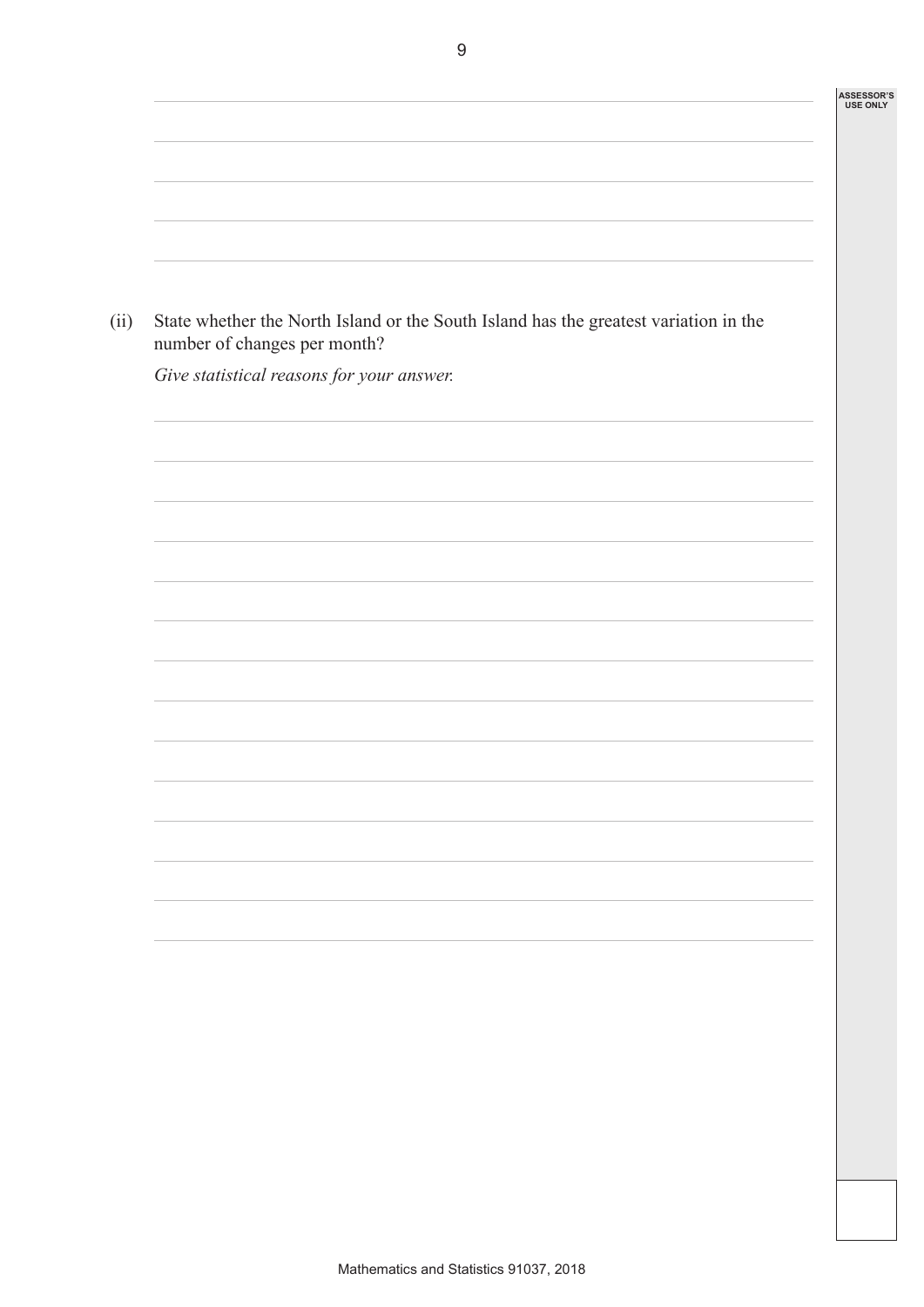(ii) State whether the North Island or the South Island has the greatest variation in the number of changes per month?

*Give statistical reasons for your answer.*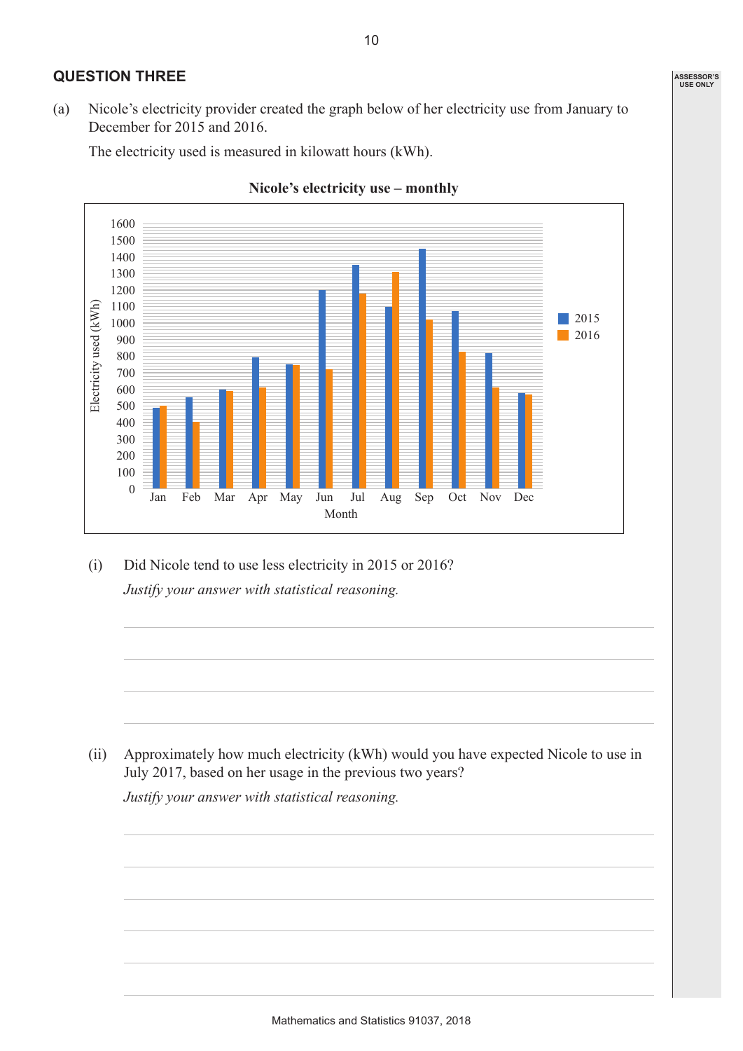## QUESTION THREE

(a) Nicole's electricity provider created the graph below of her electricity use from January to December for 2015 and 2016.

The electricity used is measured in kilowatt hours (kWh).

**Nicole's electricity use – monthly**

| Month | 2015 | 2016 |
|---|---|---|
| Jan | 490 | 500 |
| Feb | 550 | 400 |
| Mar | 600 | 590 |
| Apr | 790 | 610 |
| May | 750 | 745 |
| Jun | 1200 | 720 |
| Jul | 1350 | 1180 |
| Aug | 1100 | 1310 |
| Sep | 1450 | 1020 |
| Oct | 1070 | 830 |
| Nov | 820 | 610 |
| Dec | 580 | 570 |

(Vertical axis: Electricity used (kWh), 0 to 1600; horizontal axis: Month)

(i) Did Nicole tend to use less electricity in 2015 or 2016?

*Justify your answer with statistical reasoning.*

(ii) Approximately how much electricity (kWh) would you have expected Nicole to use in July 2017, based on her usage in the previous two years?

*Justify your answer with statistical reasoning.*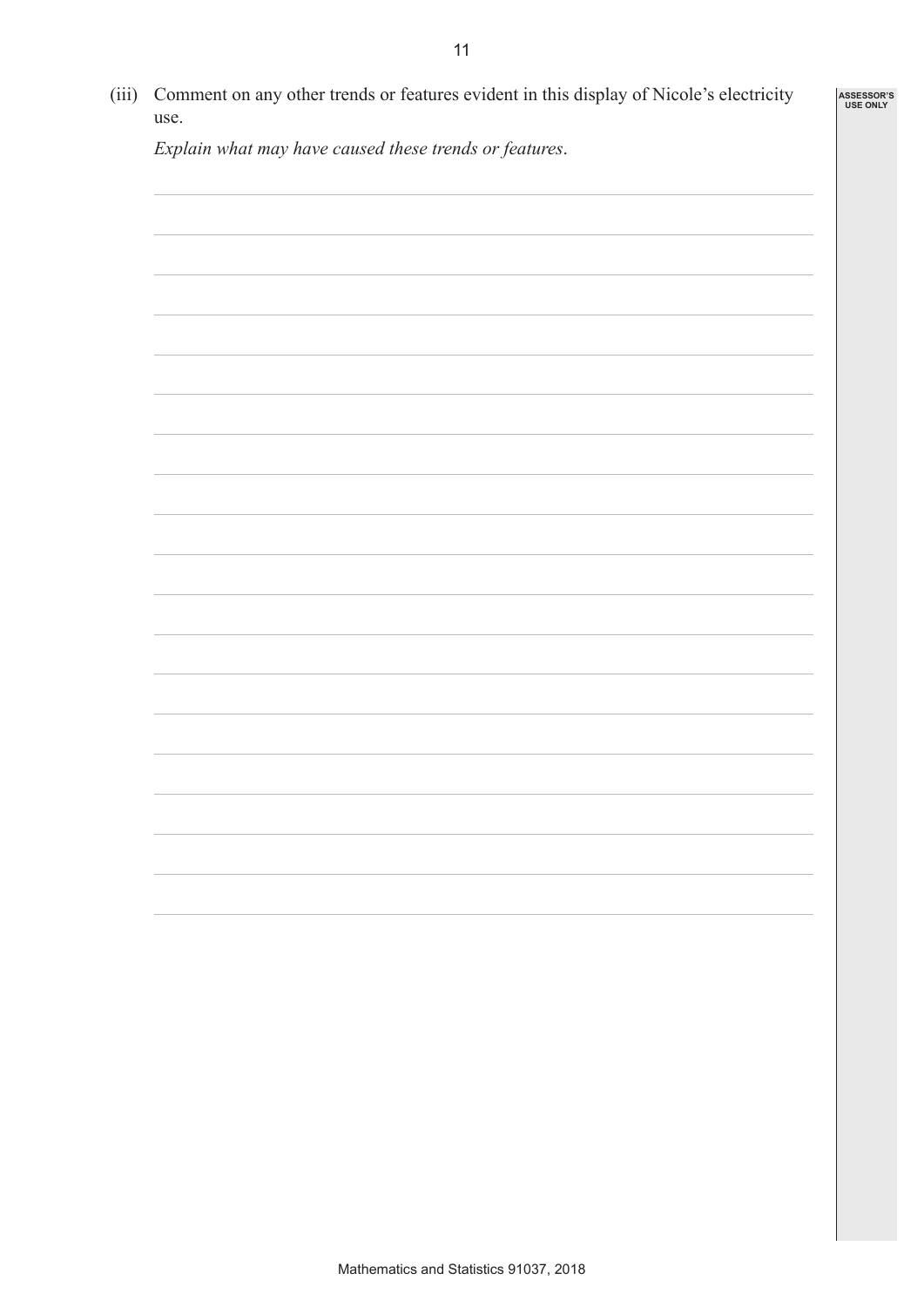(iii) Comment on any other trends or features evident in this display of Nicole's electricity use.

*Explain what may have caused these trends or features.*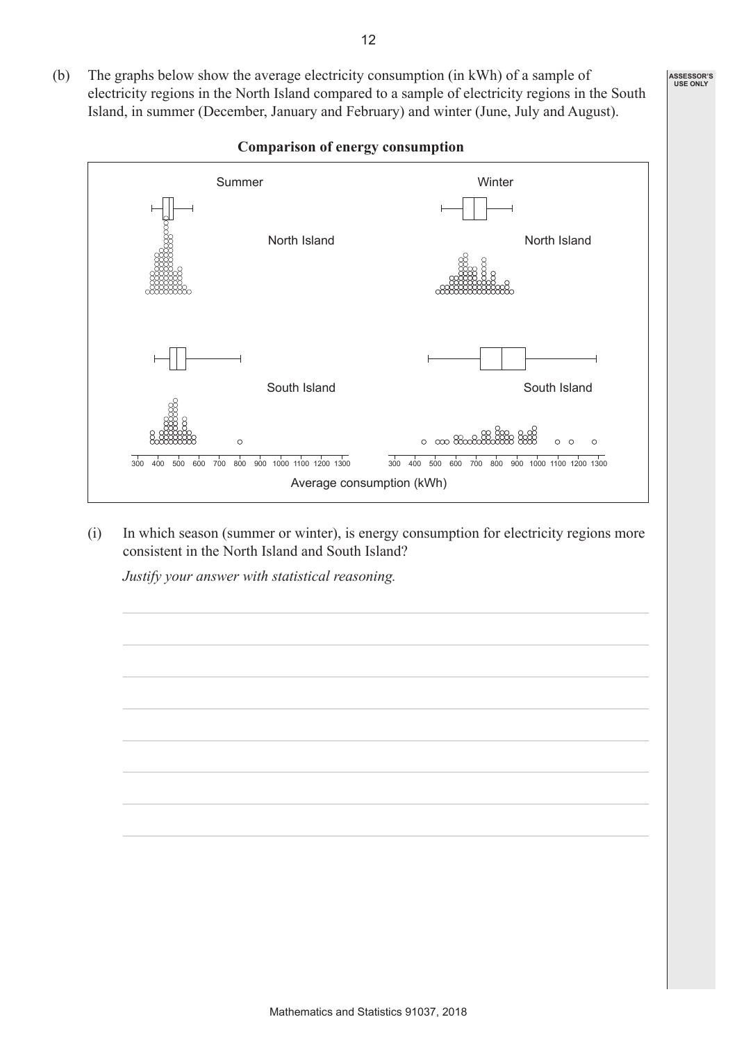(b) The graphs below show the average electricity consumption (in kWh) of a sample of electricity regions in the North Island compared to a sample of electricity regions in the South Island, in summer (December, January and February) and winter (June, July and August).

**Comparison of energy consumption**

Summer

North Island

South Island

Winter

North Island

South Island

300 400 500 600 700 800 900 1000 1100 1200 1300

Average consumption (kWh)

(i) In which season (summer or winter), is energy consumption for electricity regions more consistent in the North Island and South Island?

*Justify your answer with statistical reasoning.*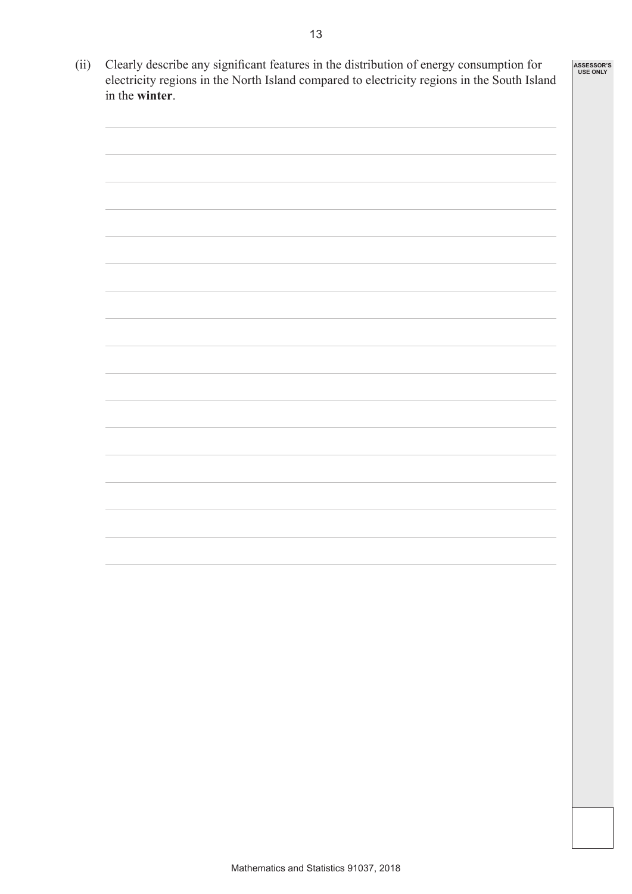(ii) Clearly describe any significant features in the distribution of energy consumption for electricity regions in the North Island compared to electricity regions in the South Island in the **winter**.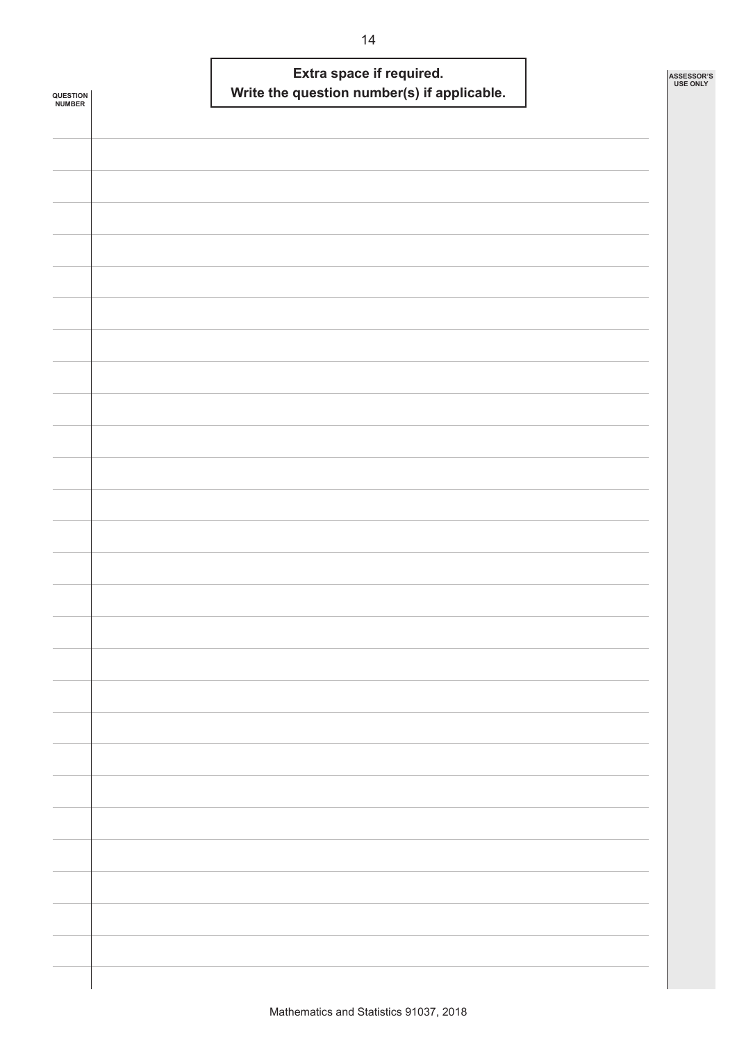**Extra space if required.**
**Write the question number(s) if applicable.**

QUESTION NUMBER

ASSESSOR'S USE ONLY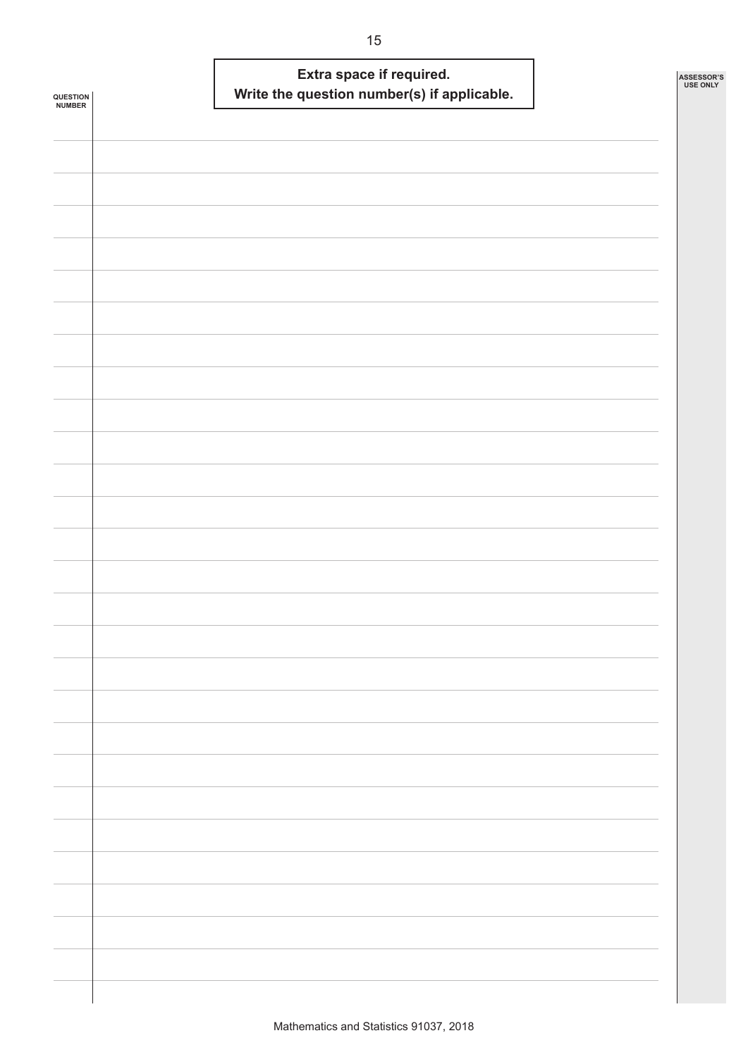**Extra space if required.**
**Write the question number(s) if applicable.**

QUESTION NUMBER

ASSESSOR'S USE ONLY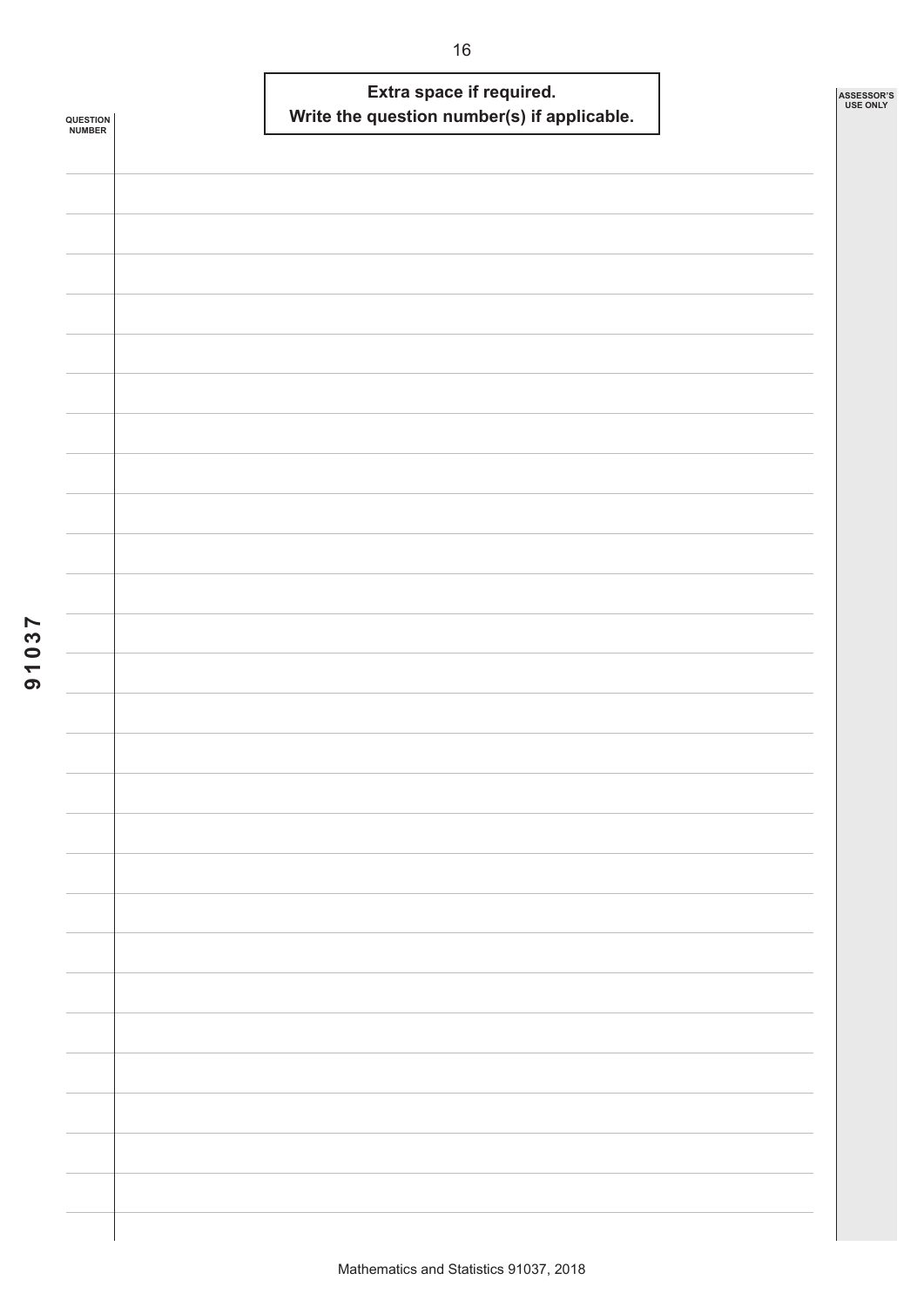**Extra space if required.**
**Write the question number(s) if applicable.**

QUESTION NUMBER

ASSESSOR'S USE ONLY